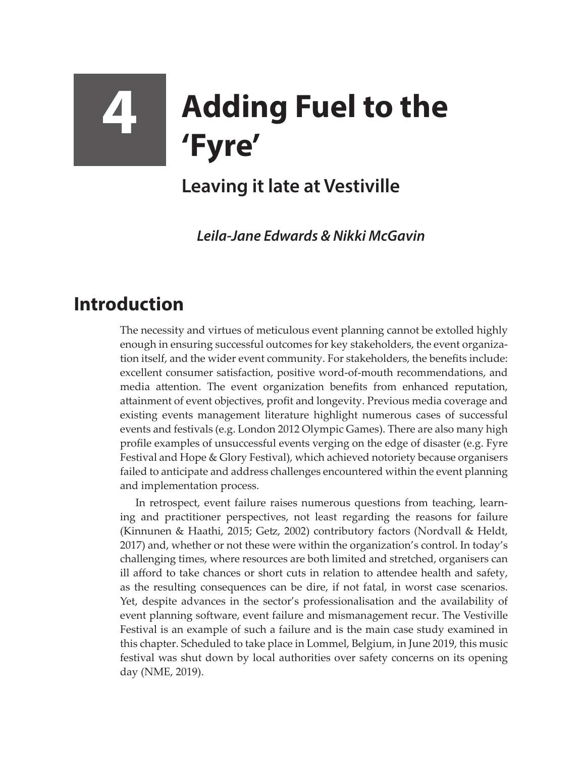# 4 Adding Fuel to the 'Fyre'

## Leaving it late at Vestiville

***Leila-Jane Edwards & Nikki McGavin***

## Introduction

The necessity and virtues of meticulous event planning cannot be extolled highly enough in ensuring successful outcomes for key stakeholders, the event organization itself, and the wider event community. For stakeholders, the benefits include: excellent consumer satisfaction, positive word-of-mouth recommendations, and media attention. The event organization benefits from enhanced reputation, attainment of event objectives, profit and longevity. Previous media coverage and existing events management literature highlight numerous cases of successful events and festivals (e.g. London 2012 Olympic Games). There are also many high profile examples of unsuccessful events verging on the edge of disaster (e.g. Fyre Festival and Hope & Glory Festival), which achieved notoriety because organisers failed to anticipate and address challenges encountered within the event planning and implementation process.

In retrospect, event failure raises numerous questions from teaching, learning and practitioner perspectives, not least regarding the reasons for failure (Kinnunen & Haathi, 2015; Getz, 2002) contributory factors (Nordvall & Heldt, 2017) and, whether or not these were within the organization's control. In today's challenging times, where resources are both limited and stretched, organisers can ill afford to take chances or short cuts in relation to attendee health and safety, as the resulting consequences can be dire, if not fatal, in worst case scenarios. Yet, despite advances in the sector's professionalisation and the availability of event planning software, event failure and mismanagement recur. The Vestiville Festival is an example of such a failure and is the main case study examined in this chapter. Scheduled to take place in Lommel, Belgium, in June 2019, this music festival was shut down by local authorities over safety concerns on its opening day (NME, 2019).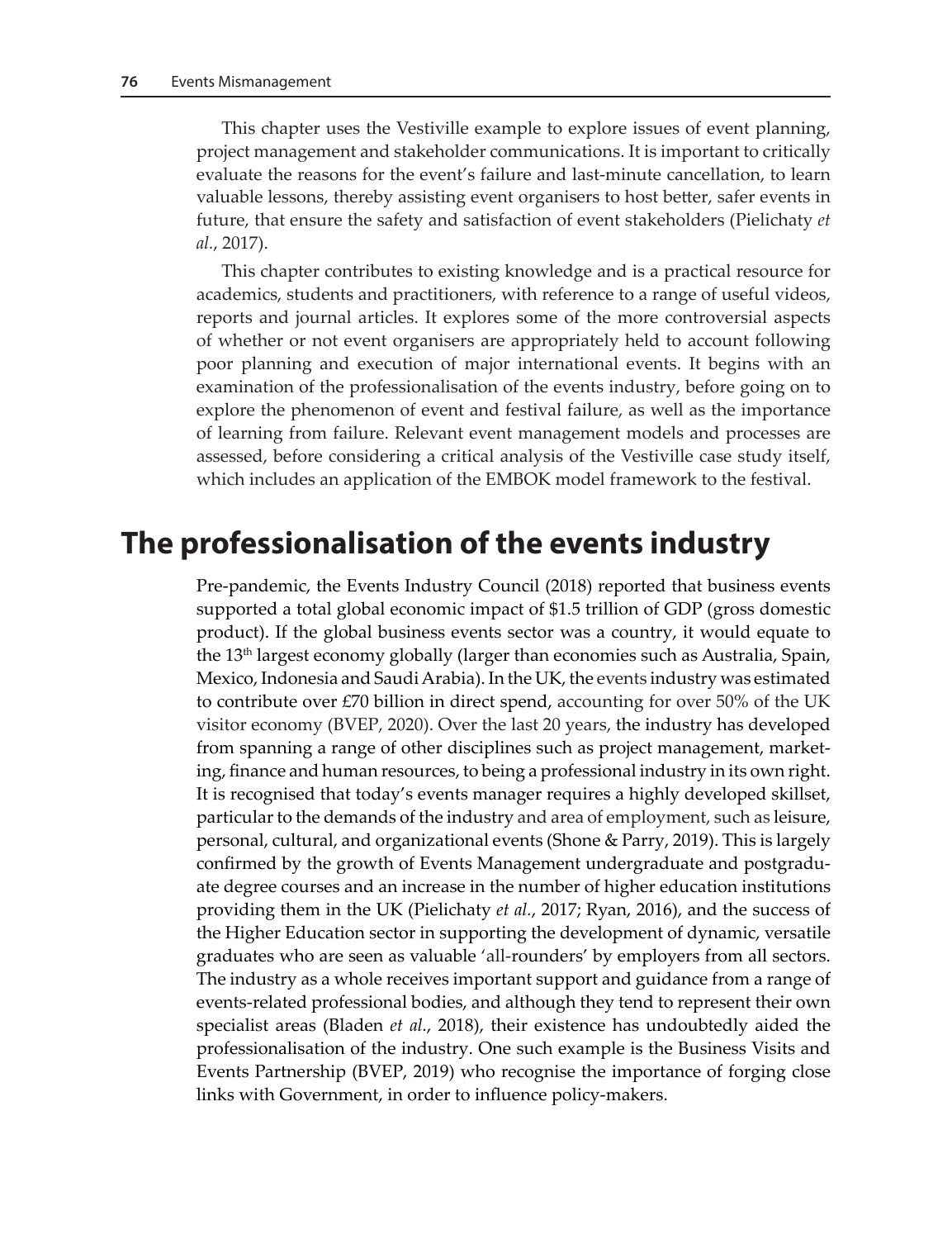This chapter uses the Vestiville example to explore issues of event planning, project management and stakeholder communications. It is important to critically evaluate the reasons for the event's failure and last-minute cancellation, to learn valuable lessons, thereby assisting event organisers to host better, safer events in future, that ensure the safety and satisfaction of event stakeholders (Pielichaty *et al.*, 2017).

This chapter contributes to existing knowledge and is a practical resource for academics, students and practitioners, with reference to a range of useful videos, reports and journal articles. It explores some of the more controversial aspects of whether or not event organisers are appropriately held to account following poor planning and execution of major international events. It begins with an examination of the professionalisation of the events industry, before going on to explore the phenomenon of event and festival failure, as well as the importance of learning from failure. Relevant event management models and processes are assessed, before considering a critical analysis of the Vestiville case study itself, which includes an application of the EMBOK model framework to the festival.

## The professionalisation of the events industry

Pre-pandemic, the Events Industry Council (2018) reported that business events supported a total global economic impact of $1.5 trillion of GDP (gross domestic product). If the global business events sector was a country, it would equate to the 13th largest economy globally (larger than economies such as Australia, Spain, Mexico, Indonesia and Saudi Arabia). In the UK, the events industry was estimated to contribute over £70 billion in direct spend, accounting for over 50% of the UK visitor economy (BVEP, 2020). Over the last 20 years, the industry has developed from spanning a range of other disciplines such as project management, marketing, finance and human resources, to being a professional industry in its own right. It is recognised that today's events manager requires a highly developed skillset, particular to the demands of the industry and area of employment, such as leisure, personal, cultural, and organizational events (Shone & Parry, 2019). This is largely confirmed by the growth of Events Management undergraduate and postgraduate degree courses and an increase in the number of higher education institutions providing them in the UK (Pielichaty *et al.*, 2017; Ryan, 2016), and the success of the Higher Education sector in supporting the development of dynamic, versatile graduates who are seen as valuable 'all-rounders' by employers from all sectors. The industry as a whole receives important support and guidance from a range of events-related professional bodies, and although they tend to represent their own specialist areas (Bladen *et al.*, 2018), their existence has undoubtedly aided the professionalisation of the industry. One such example is the Business Visits and Events Partnership (BVEP, 2019) who recognise the importance of forging close links with Government, in order to influence policy-makers.